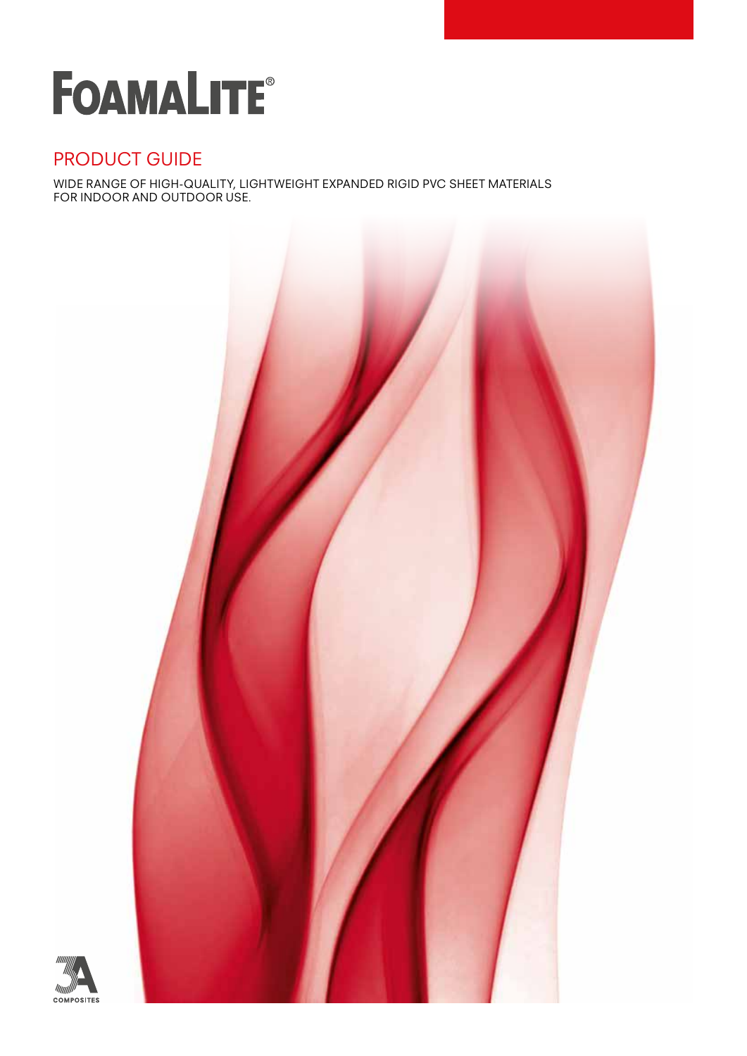# FOAMALITE®

## PRODUCT GUIDE

WIDE RANGE OF HIGH-QUALITY, LIGHTWEIGHT EXPANDED RIGID PVC SHEET MATERIALS FOR INDOOR AND OUTDOOR USE.

COMPOSITES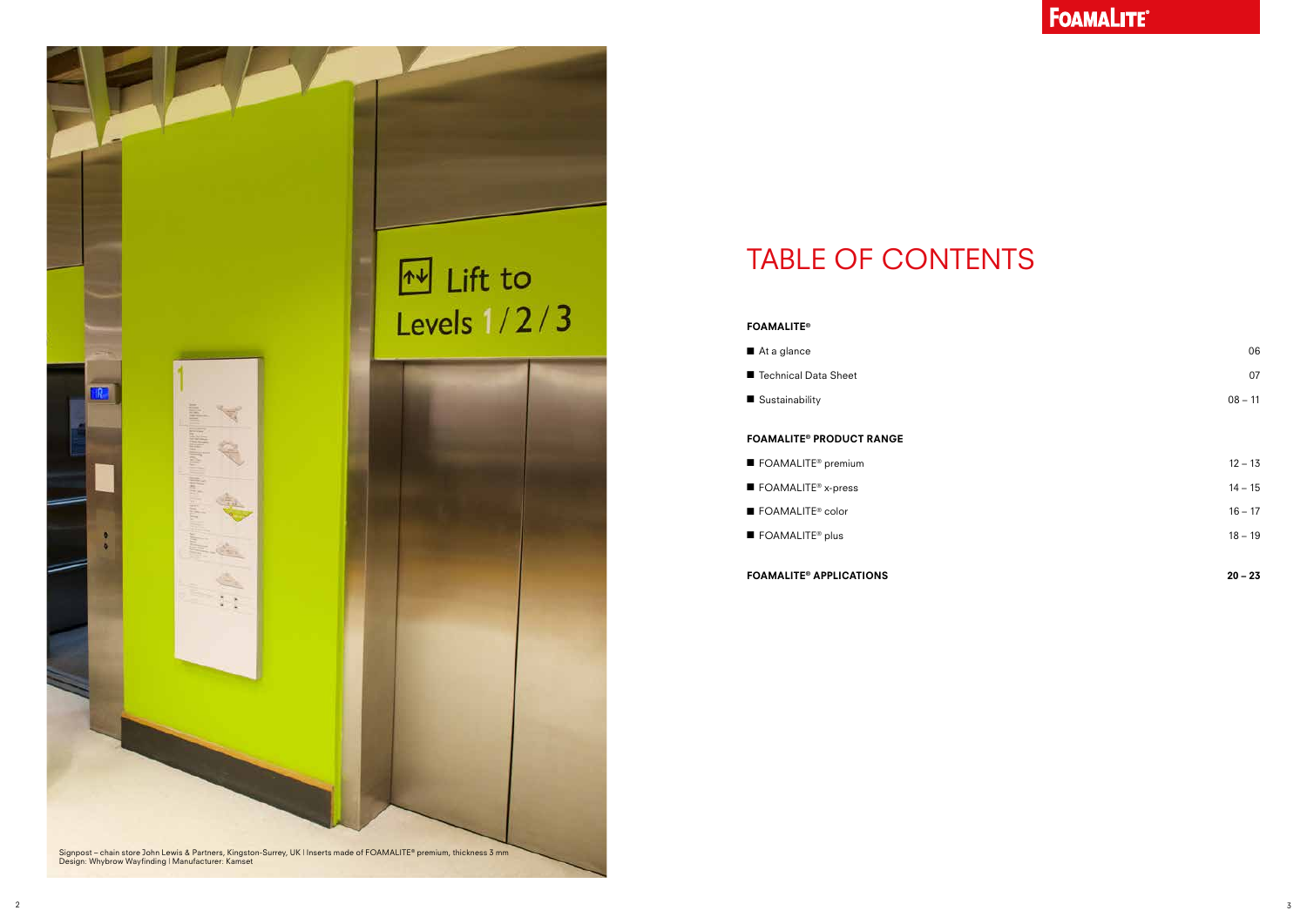# TABLE OF CONTENTS

**FOAMALITE®**

| | |
|---|---|
| At a glance | 06 |
| Technical Data Sheet | 07 |
| Sustainability | 08 – 11 |

**FOAMALITE® PRODUCT RANGE**

| | |
|---|---|
| FOAMALITE® premium | 12 – 13 |
| FOAMALITE® x-press | 14 – 15 |
| FOAMALITE® color | 16 – 17 |
| FOAMALITE® plus | 18 – 19 |

**FOAMALITE® APPLICATIONS** **20 – 23**

Signpost – chain store John Lewis & Partners, Kingston-Surrey, UK | Inserts made of FOAMALITE® premium, thickness 3 mm
Design: Whybrow Wayfinding | Manufacturer: Kamset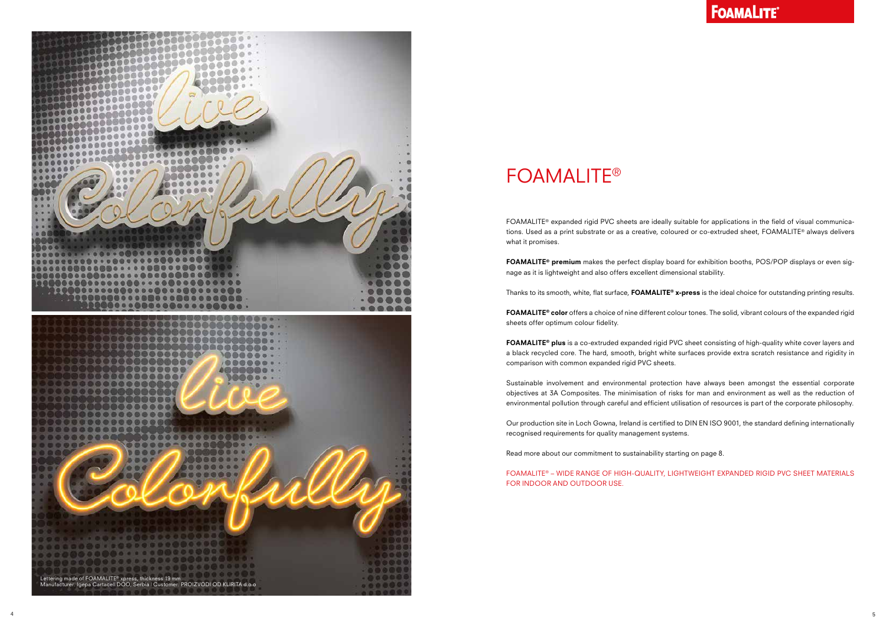Lettering made of FOAMALITE® xpress, thickness 19 mm
Manufacturer: Igepa Cartacell DOO, Serbia | Customer: PROIZVODI OD KLIRITA d.o.o

# FOAMALITE®

FOAMALITE® expanded rigid PVC sheets are ideally suitable for applications in the field of visual communications. Used as a print substrate or as a creative, coloured or co-extruded sheet, FOAMALITE® always delivers what it promises.

**FOAMALITE® premium** makes the perfect display board for exhibition booths, POS/POP displays or even signage as it is lightweight and also offers excellent dimensional stability.

Thanks to its smooth, white, flat surface, **FOAMALITE® x-press** is the ideal choice for outstanding printing results.

**FOAMALITE® color** offers a choice of nine different colour tones. The solid, vibrant colours of the expanded rigid sheets offer optimum colour fidelity.

**FOAMALITE® plus** is a co-extruded expanded rigid PVC sheet consisting of high-quality white cover layers and a black recycled core. The hard, smooth, bright white surfaces provide extra scratch resistance and rigidity in comparison with common expanded rigid PVC sheets.

Sustainable involvement and environmental protection have always been amongst the essential corporate objectives at 3A Composites. The minimisation of risks for man and environment as well as the reduction of environmental pollution through careful and efficient utilisation of resources is part of the corporate philosophy.

Our production site in Loch Gowna, Ireland is certified to DIN EN ISO 9001, the standard defining internationally recognised requirements for quality management systems.

Read more about our commitment to sustainability starting on page 8.

FOAMALITE® – WIDE RANGE OF HIGH-QUALITY, LIGHTWEIGHT EXPANDED RIGID PVC SHEET MATERIALS FOR INDOOR AND OUTDOOR USE.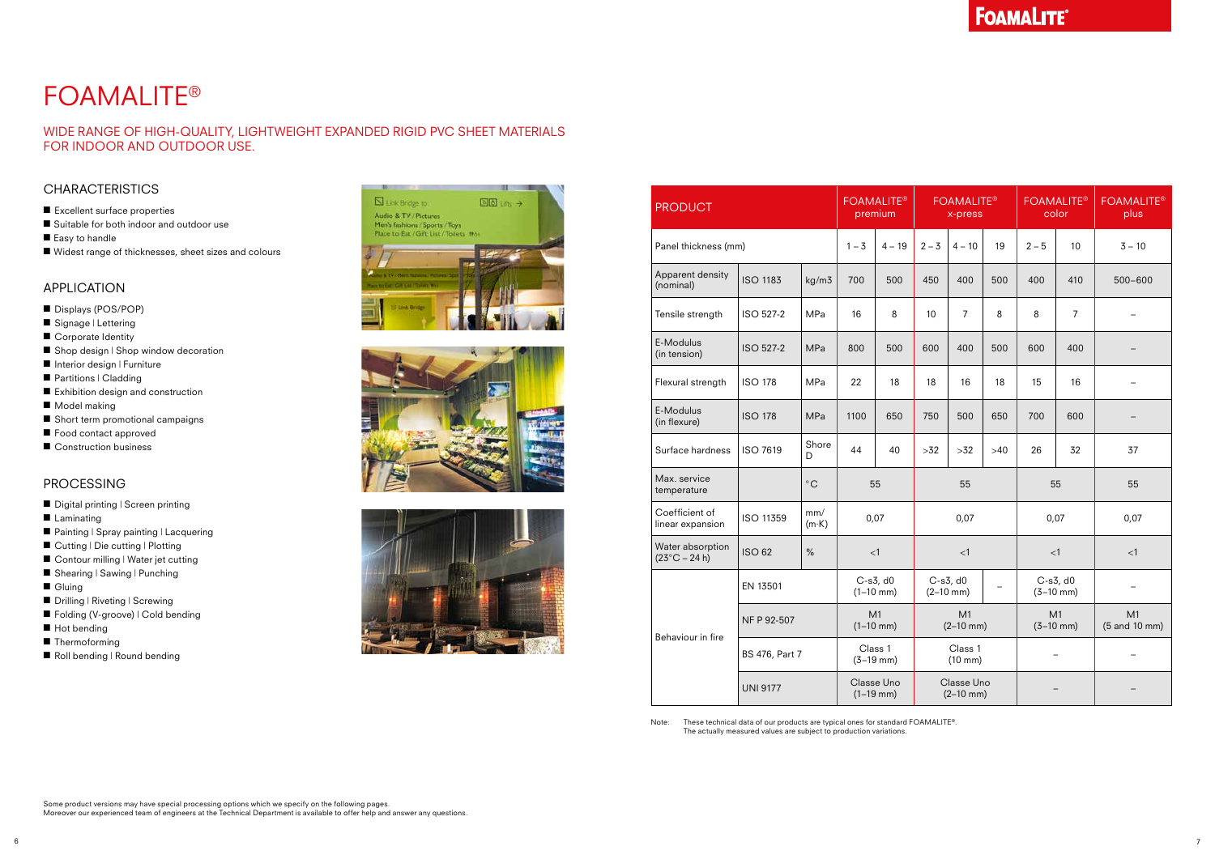# FOAMALITE®

## WIDE RANGE OF HIGH-QUALITY, LIGHTWEIGHT EXPANDED RIGID PVC SHEET MATERIALS FOR INDOOR AND OUTDOOR USE.

### CHARACTERISTICS

- Excellent surface properties
- Suitable for both indoor and outdoor use
- Easy to handle
- Widest range of thicknesses, sheet sizes and colours

### APPLICATION

- Displays (POS/POP)
- Signage | Lettering
- Corporate Identity
- Shop design | Shop window decoration
- Interior design | Furniture
- Partitions | Cladding
- Exhibition design and construction
- Model making
- Short term promotional campaigns
- Food contact approved
- Construction business

### PROCESSING

- Digital printing | Screen printing
- Laminating
- Painting | Spray painting | Lacquering
- Cutting | Die cutting | Plotting
- Contour milling | Water jet cutting
- Shearing | Sawing | Punching
- Gluing
- Drilling | Riveting | Screwing
- Folding (V-groove) | Cold bending
- Hot bending
- Thermoforming
- Roll bending | Round bending

| PRODUCT | | | FOAMALITE® premium | | FOAMALITE® x-press | | | FOAMALITE® color | | FOAMALITE® plus |
|---|---|---|---|---|---|---|---|---|---|---|
| Panel thickness (mm) | | | 1 – 3 | 4 – 19 | 2 – 3 | 4 – 10 | 19 | 2 – 5 | 10 | 3 – 10 |
| Apparent density (nominal) | ISO 1183 | kg/m3 | 700 | 500 | 450 | 400 | 500 | 400 | 410 | 500–600 |
| Tensile strength | ISO 527-2 | MPa | 16 | 8 | 10 | 7 | 8 | 8 | 7 | – |
| E-Modulus (in tension) | ISO 527-2 | MPa | 800 | 500 | 600 | 400 | 500 | 600 | 400 | – |
| Flexural strength | ISO 178 | MPa | 22 | 18 | 18 | 16 | 18 | 15 | 16 | – |
| E-Modulus (in flexure) | ISO 178 | MPa | 1100 | 650 | 750 | 500 | 650 | 700 | 600 | – |
| Surface hardness | ISO 7619 | Shore D | 44 | 40 | >32 | >32 | >40 | 26 | 32 | 37 |
| Max. service temperature | | °C | 55 | | 55 | | | 55 | | 55 |
| Coefficient of linear expansion | ISO 11359 | mm/(m·K) | 0,07 | | 0,07 | | | 0,07 | | 0,07 |
| Water absorption (23°C – 24 h) | ISO 62 | % | <1 | | <1 | | | <1 | | <1 |
| Behaviour in fire | EN 13501 | | C-s3, d0 (1–10 mm) | | C-s3, d0 (2–10 mm) | | – | C-s3, d0 (3–10 mm) | | – |
| | NF P 92-507 | | M1 (1–10 mm) | | M1 (2–10 mm) | | | M1 (3–10 mm) | | M1 (5 and 10 mm) |
| | BS 476, Part 7 | | Class 1 (3–19 mm) | | Class 1 (10 mm) | | | – | | – |
| | UNI 9177 | | Classe Uno (1–19 mm) | | Classe Uno (2–10 mm) | | | – | | – |

Note: These technical data of our products are typical ones for standard FOAMALITE®. The actually measured values are subject to production variations.

Some product versions may have special processing options which we specify on the following pages.
Moreover our experienced team of engineers at the Technical Department is available to offer help and answer any questions.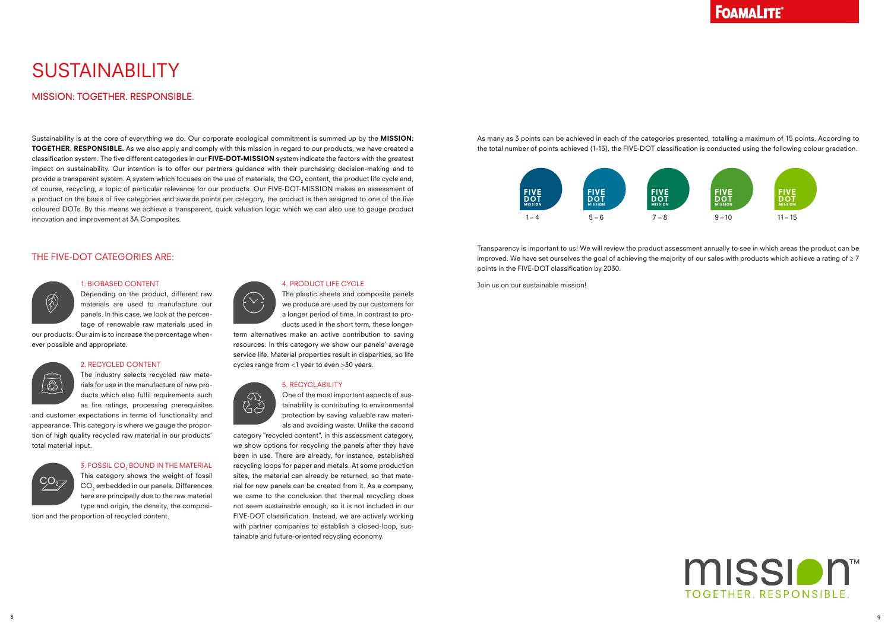# SUSTAINABILITY

## MISSION: TOGETHER. RESPONSIBLE.

Sustainability is at the core of everything we do. Our corporate ecological commitment is summed up by the **MISSION: TOGETHER. RESPONSIBLE.** As we also apply and comply with this mission in regard to our products, we have created a classification system. The five different categories in our **FIVE-DOT-MISSION** system indicate the factors with the greatest impact on sustainability. Our intention is to offer our partners guidance with their purchasing decision-making and to provide a transparent system. A system which focuses on the use of materials, the $CO_2$ content, the product life cycle and, of course, recycling, a topic of particular relevance for our products. Our FIVE-DOT-MISSION makes an assessment of a product on the basis of five categories and awards points per category, the product is then assigned to one of the five coloured DOTs. By this means we achieve a transparent, quick valuation logic which we can also use to gauge product innovation and improvement at 3A Composites.

## THE FIVE-DOT CATEGORIES ARE:

### 1. BIOBASED CONTENT

Depending on the product, different raw materials are used to manufacture our panels. In this case, we look at the percentage of renewable raw materials used in our products. Our aim is to increase the percentage whenever possible and appropriate.

### 2. RECYCLED CONTENT

The industry selects recycled raw materials for use in the manufacture of new products which also fulfil requirements such as fire ratings, processing prerequisites and customer expectations in terms of functionality and appearance. This category is where we gauge the proportion of high quality recycled raw material in our products' total material input.

### 3. FOSSIL $CO_2$ BOUND IN THE MATERIAL

This category shows the weight of fossil $CO_2$ embedded in our panels. Differences here are principally due to the raw material type and origin, the density, the composition and the proportion of recycled content.

### 4. PRODUCT LIFE CYCLE

The plastic sheets and composite panels we produce are used by our customers for a longer period of time. In contrast to products used in the short term, these longer-term alternatives make an active contribution to saving resources. In this category we show our panels' average service life. Material properties result in disparities, so life cycles range from <1 year to even >30 years.

### 5. RECYCLABILITY

One of the most important aspects of sustainability is contributing to environmental protection by saving valuable raw materials and avoiding waste. Unlike the second category "recycled content", in this assessment category, we show options for recycling the panels after they have been in use. There are already, for instance, established recycling loops for paper and metals. At some production sites, the material can already be returned, so that material for new panels can be created from it. As a company, we came to the conclusion that thermal recycling does not seem sustainable enough, so it is not included in our FIVE-DOT classification. Instead, we are actively working with partner companies to establish a closed-loop, sustainable and future-oriented recycling economy.

As many as 3 points can be achieved in each of the categories presented, totalling a maximum of 15 points. According to the total number of points achieved (1-15), the FIVE-DOT classification is conducted using the following colour gradation.

| FIVE DOT MISSION | FIVE DOT MISSION | FIVE DOT MISSION | FIVE DOT MISSION | FIVE DOT MISSION |
|---|---|---|---|---|
| 1 – 4 | 5 – 6 | 7 – 8 | 9 – 10 | 11 – 15 |

Transparency is important to us! We will review the product assessment annually to see in which areas the product can be improved. We have set ourselves the goal of achieving the majority of our sales with products which achieve a rating of ≥ 7 points in the FIVE-DOT classification by 2030.

Join us on our sustainable mission!

MISSION™ TOGETHER. RESPONSIBLE.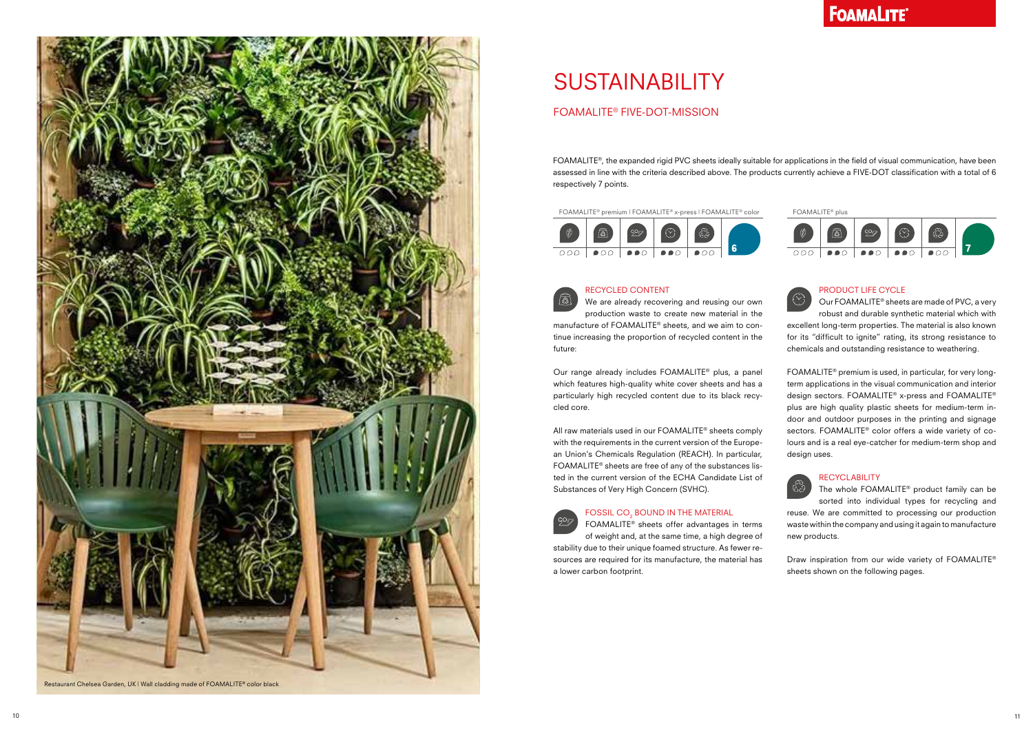# SUSTAINABILITY

## FOAMALITE® FIVE-DOT-MISSION

FOAMALITE®, the expanded rigid PVC sheets ideally suitable for applications in the field of visual communication, have been assessed in line with the criteria described above. The products currently achieve a FIVE-DOT classification with a total of 6 respectively 7 points.

FOAMALITE® premium | FOAMALITE® x-press | FOAMALITE® color

| | | | | | Total |
|---|---|---|---|---|---|
| ○○○ | ●○○ | ●●○ | ●●○ | ●○○ | 6 |

FOAMALITE® plus

| | | | | | Total |
|---|---|---|---|---|---|
| ○○○ | ●●○ | ●●○ | ●●○ | ●○○ | 7 |

### RECYCLED CONTENT

We are already recovering and reusing our own production waste to create new material in the manufacture of FOAMALITE® sheets, and we aim to continue increasing the proportion of recycled content in the future:

Our range already includes FOAMALITE® plus, a panel which features high-quality white cover sheets and has a particularly high recycled content due to its black recycled core.

All raw materials used in our FOAMALITE® sheets comply with the requirements in the current version of the European Union's Chemicals Regulation (REACH). In particular, FOAMALITE® sheets are free of any of the substances listed in the current version of the ECHA Candidate List of Substances of Very High Concern (SVHC).

### FOSSIL $CO_2$ BOUND IN THE MATERIAL

FOAMALITE® sheets offer advantages in terms of weight and, at the same time, a high degree of stability due to their unique foamed structure. As fewer resources are required for its manufacture, the material has a lower carbon footprint.

### PRODUCT LIFE CYCLE

Our FOAMALITE® sheets are made of PVC, a very robust and durable synthetic material which with excellent long-term properties. The material is also known for its "difficult to ignite" rating, its strong resistance to chemicals and outstanding resistance to weathering.

FOAMALITE® premium is used, in particular, for very long-term applications in the visual communication and interior design sectors. FOAMALITE® x-press and FOAMALITE® plus are high quality plastic sheets for medium-term indoor and outdoor purposes in the printing and signage sectors. FOAMALITE® color offers a wide variety of colours and is a real eye-catcher for medium-term shop and design uses.

### RECYCLABILITY

The whole FOAMALITE® product family can be sorted into individual types for recycling and reuse. We are committed to processing our production waste within the company and using it again to manufacture new products.

Draw inspiration from our wide variety of FOAMALITE® sheets shown on the following pages.

Restaurant Chelsea Garden, UK | Wall cladding made of FOAMALITE® color black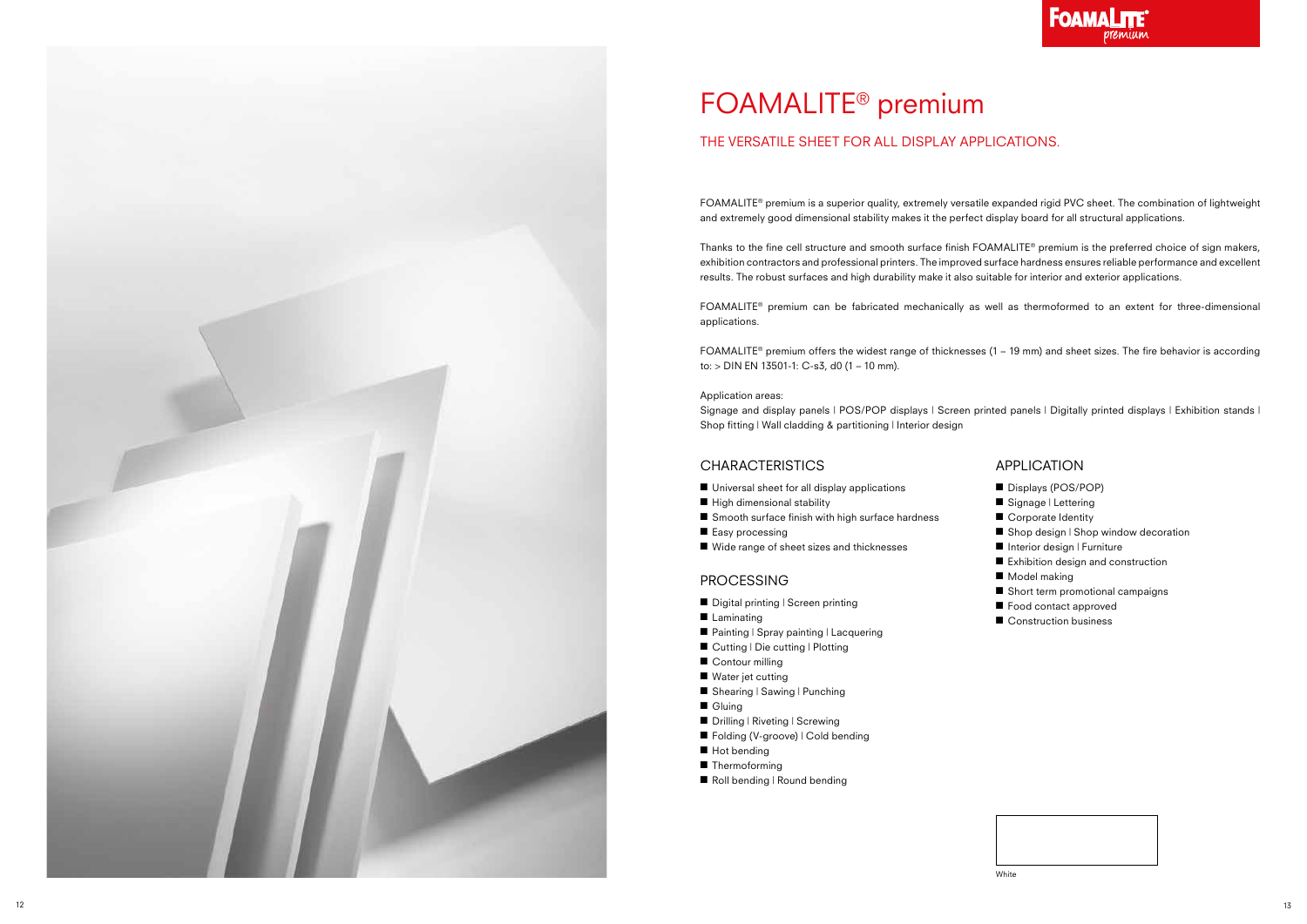# FOAMALITE® premium

## THE VERSATILE SHEET FOR ALL DISPLAY APPLICATIONS.

FOAMALITE® premium is a superior quality, extremely versatile expanded rigid PVC sheet. The combination of lightweight and extremely good dimensional stability makes it the perfect display board for all structural applications.

Thanks to the fine cell structure and smooth surface finish FOAMALITE® premium is the preferred choice of sign makers, exhibition contractors and professional printers. The improved surface hardness ensures reliable performance and excellent results. The robust surfaces and high durability make it also suitable for interior and exterior applications.

FOAMALITE® premium can be fabricated mechanically as well as thermoformed to an extent for three-dimensional applications.

FOAMALITE® premium offers the widest range of thicknesses (1 – 19 mm) and sheet sizes. The fire behavior is according to: > DIN EN 13501-1: C-s3, d0 (1 – 10 mm).

Application areas:
Signage and display panels | POS/POP displays | Screen printed panels | Digitally printed displays | Exhibition stands | Shop fitting | Wall cladding & partitioning | Interior design

### CHARACTERISTICS

- Universal sheet for all display applications
- High dimensional stability
- Smooth surface finish with high surface hardness
- Easy processing
- Wide range of sheet sizes and thicknesses

### PROCESSING

- Digital printing | Screen printing
- Laminating
- Painting | Spray painting | Lacquering
- Cutting | Die cutting | Plotting
- Contour milling
- Water jet cutting
- Shearing | Sawing | Punching
- Gluing
- Drilling | Riveting | Screwing
- Folding (V-groove) | Cold bending
- Hot bending
- Thermoforming
- Roll bending | Round bending

### APPLICATION

- Displays (POS/POP)
- Signage | Lettering
- Corporate Identity
- Shop design | Shop window decoration
- Interior design | Furniture
- Exhibition design and construction
- Model making
- Short term promotional campaigns
- Food contact approved
- Construction business

White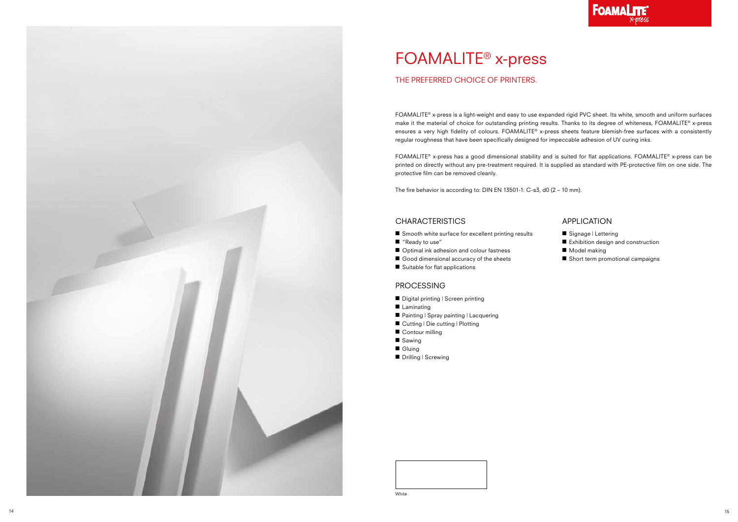# FOAMALITE® x-press

## THE PREFERRED CHOICE OF PRINTERS.

FOAMALITE® x-press is a light-weight and easy to use expanded rigid PVC sheet. Its white, smooth and uniform surfaces make it the material of choice for outstanding printing results. Thanks to its degree of whiteness, FOAMALITE® x-press ensures a very high fidelity of colours. FOAMALITE® x-press sheets feature blemish-free surfaces with a consistently regular roughness that have been specifically designed for impeccable adhesion of UV curing inks.

FOAMALITE® x-press has a good dimensional stability and is suited for flat applications. FOAMALITE® x-press can be printed on directly without any pre-treatment required. It is supplied as standard with PE-protective film on one side. The protective film can be removed cleanly.

The fire behavior is according to: DIN EN 13501-1: C-s3, d0 (2 – 10 mm).

### CHARACTERISTICS

- Smooth white surface for excellent printing results
- "Ready to use"
- Optimal ink adhesion and colour fastness
- Good dimensional accuracy of the sheets
- Suitable for flat applications

### PROCESSING

- Digital printing | Screen printing
- Laminating
- Painting | Spray painting | Lacquering
- Cutting | Die cutting | Plotting
- Contour milling
- Sawing
- Gluing
- Drilling | Screwing

### APPLICATION

- Signage | Lettering
- Exhibition design and construction
- Model making
- Short term promotional campaigns

White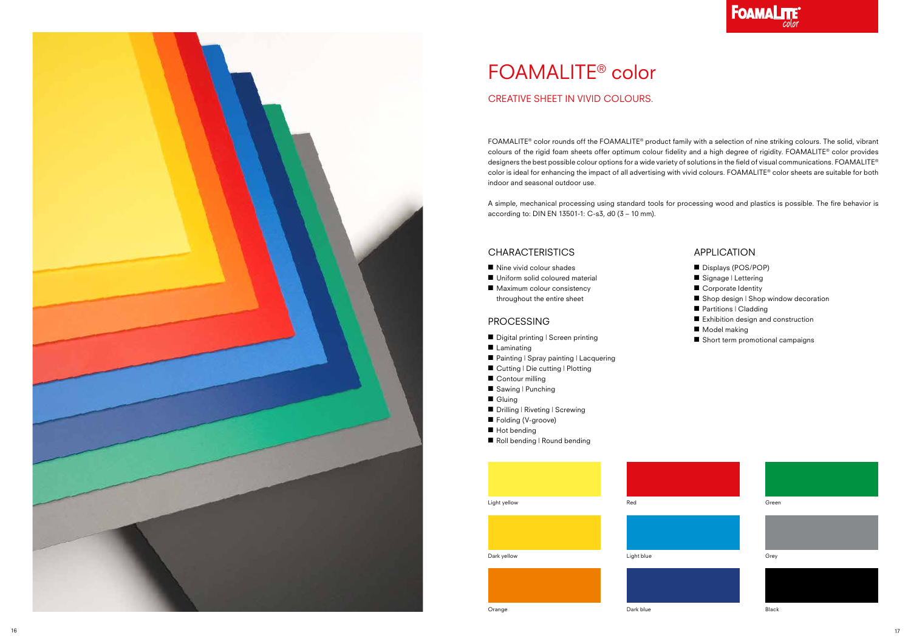# FOAMALITE® color

## CREATIVE SHEET IN VIVID COLOURS.

FOAMALITE® color rounds off the FOAMALITE® product family with a selection of nine striking colours. The solid, vibrant colours of the rigid foam sheets offer optimum colour fidelity and a high degree of rigidity. FOAMALITE® color provides designers the best possible colour options for a wide variety of solutions in the field of visual communications. FOAMALITE® color is ideal for enhancing the impact of all advertising with vivid colours. FOAMALITE® color sheets are suitable for both indoor and seasonal outdoor use.

A simple, mechanical processing using standard tools for processing wood and plastics is possible. The fire behavior is according to: DIN EN 13501-1: C-s3, d0 (3 – 10 mm).

### CHARACTERISTICS

- Nine vivid colour shades
- Uniform solid coloured material
- Maximum colour consistency throughout the entire sheet

### PROCESSING

- Digital printing | Screen printing
- Laminating
- Painting | Spray painting | Lacquering
- Cutting | Die cutting | Plotting
- Contour milling
- Sawing | Punching
- Gluing
- Drilling | Riveting | Screwing
- Folding (V-groove)
- Hot bending
- Roll bending | Round bending

### APPLICATION

- Displays (POS/POP)
- Signage | Lettering
- Corporate Identity
- Shop design | Shop window decoration
- Partitions | Cladding
- Exhibition design and construction
- Model making
- Short term promotional campaigns

Light yellow

Dark yellow

Orange

Red

Light blue

Dark blue

Green

Grey

Black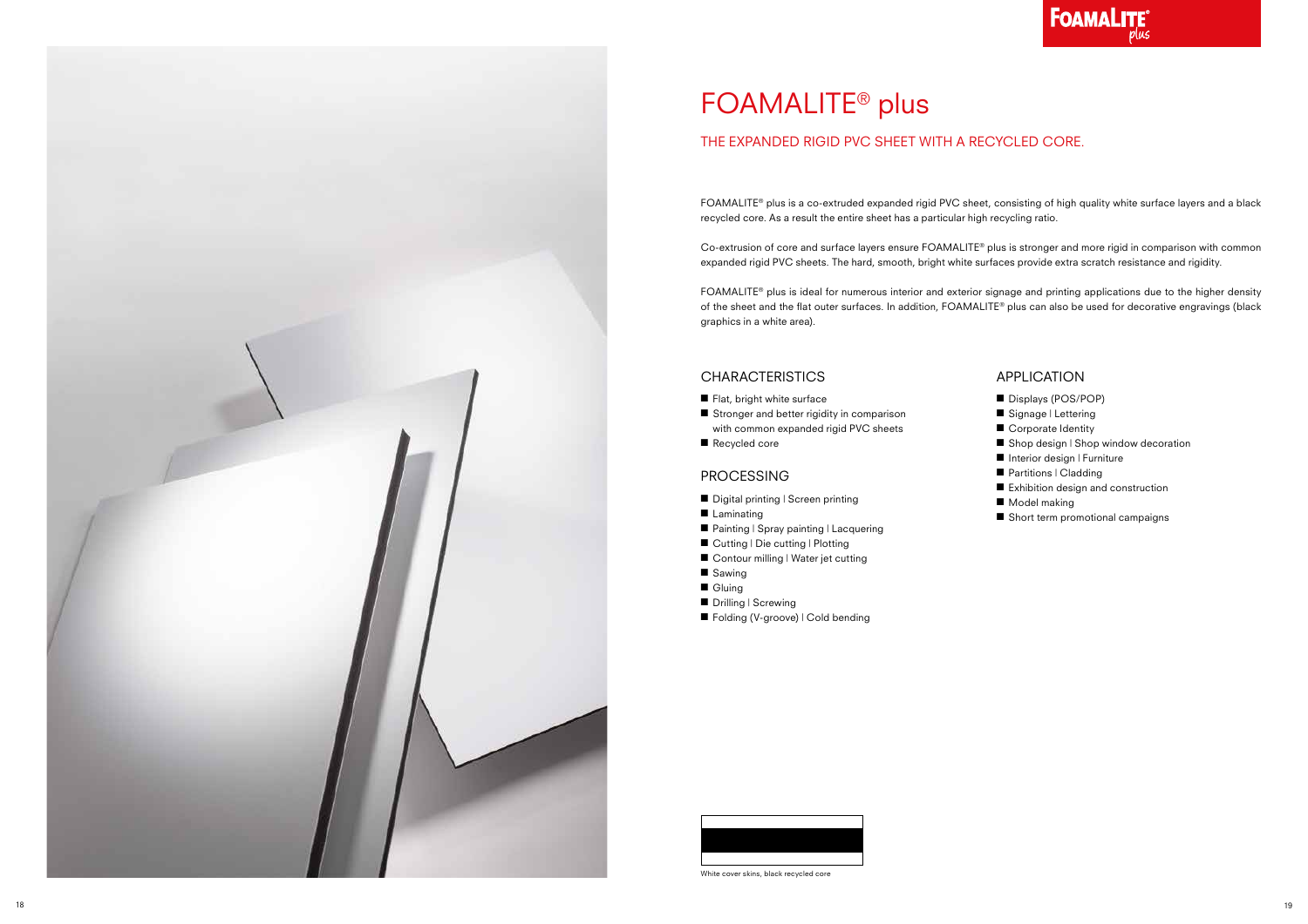# FOAMALITE® plus

## THE EXPANDED RIGID PVC SHEET WITH A RECYCLED CORE.

FOAMALITE® plus is a co-extruded expanded rigid PVC sheet, consisting of high quality white surface layers and a black recycled core. As a result the entire sheet has a particular high recycling ratio.

Co-extrusion of core and surface layers ensure FOAMALITE® plus is stronger and more rigid in comparison with common expanded rigid PVC sheets. The hard, smooth, bright white surfaces provide extra scratch resistance and rigidity.

FOAMALITE® plus is ideal for numerous interior and exterior signage and printing applications due to the higher density of the sheet and the flat outer surfaces. In addition, FOAMALITE® plus can also be used for decorative engravings (black graphics in a white area).

### CHARACTERISTICS

- Flat, bright white surface
- Stronger and better rigidity in comparison with common expanded rigid PVC sheets
- Recycled core

### PROCESSING

- Digital printing | Screen printing
- Laminating
- Painting | Spray painting | Lacquering
- Cutting | Die cutting | Plotting
- Contour milling | Water jet cutting
- Sawing
- Gluing
- Drilling | Screwing
- Folding (V-groove) | Cold bending

### APPLICATION

- Displays (POS/POP)
- Signage | Lettering
- Corporate Identity
- Shop design | Shop window decoration
- Interior design | Furniture
- Partitions | Cladding
- Exhibition design and construction
- Model making
- Short term promotional campaigns

White cover skins, black recycled core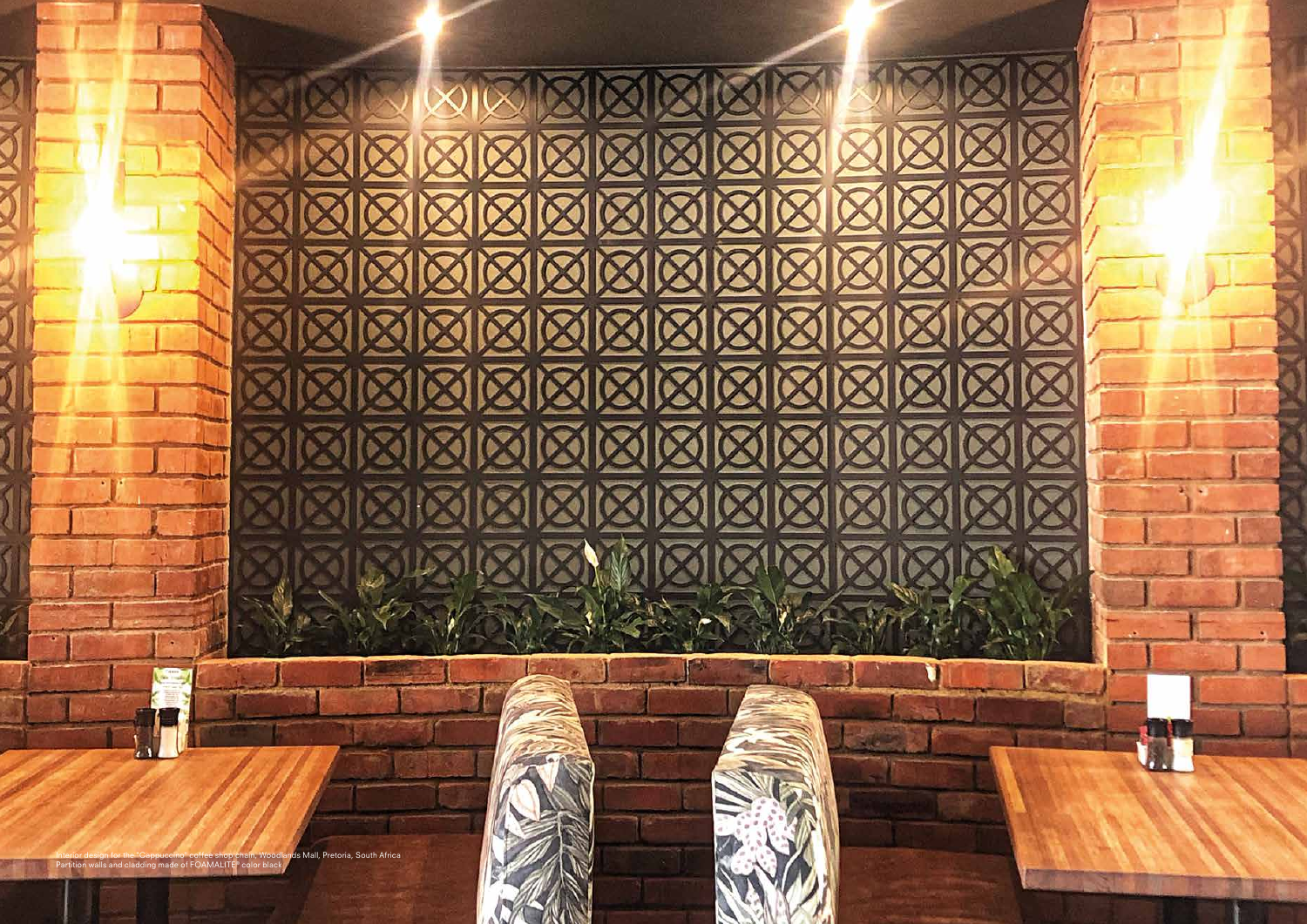Interior design for the "Cappuccino" coffee shop chain, Woodlands Mall, Pretoria, South Africa
Partition walls and cladding made of FOAMALITE® color black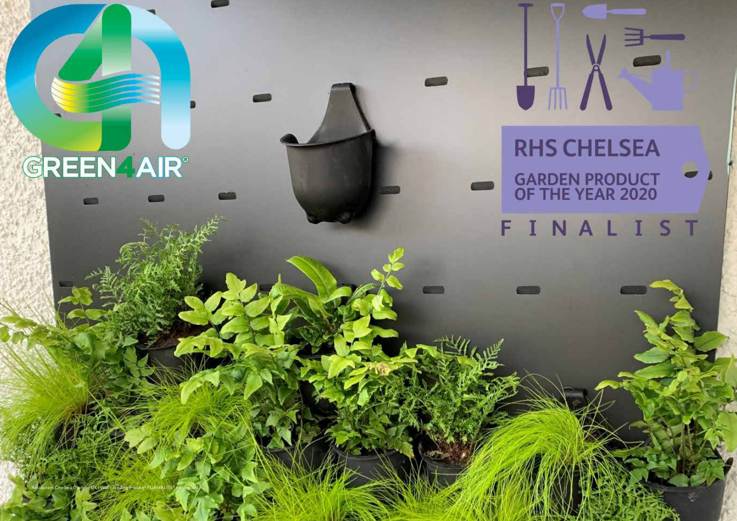GREEN4AIR®

RHS CHELSEA

GARDEN PRODUCT OF THE YEAR 2020

FINALIST

Restaurant Chelsea Garden, UK I Wall cladding made of FOAMALITE® color black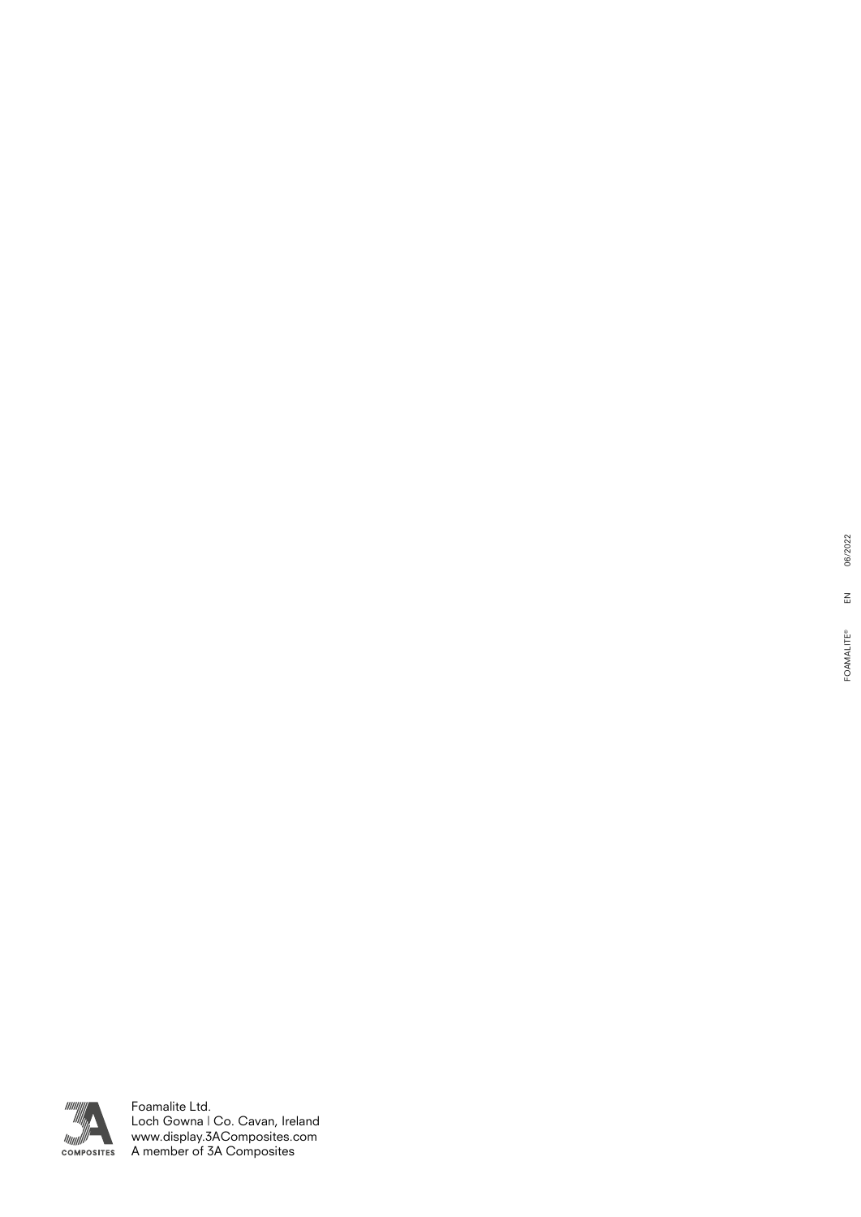Foamalite Ltd.
Loch Gowna | Co. Cavan, Ireland
www.display.3AComposites.com
A member of 3A Composites

FOAMALITE® EN 06/2022